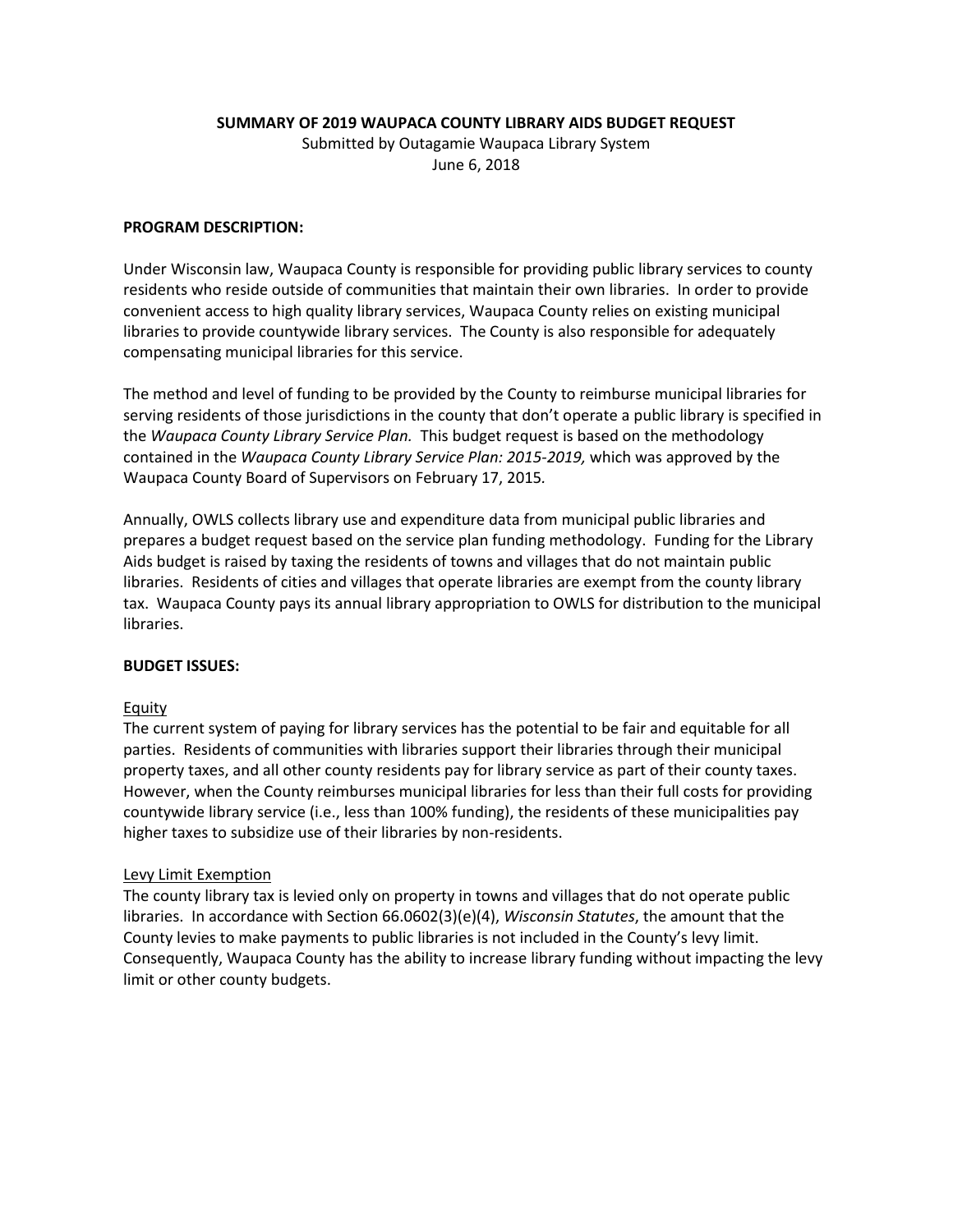# SUMMARY OF 2019 WAUPACA COUNTY LIBRARY AIDS BUDGET REQUEST

Submitted by Outagamie Waupaca Library System
June 6, 2018

## PROGRAM DESCRIPTION:

Under Wisconsin law, Waupaca County is responsible for providing public library services to county residents who reside outside of communities that maintain their own libraries. In order to provide convenient access to high quality library services, Waupaca County relies on existing municipal libraries to provide countywide library services. The County is also responsible for adequately compensating municipal libraries for this service.

The method and level of funding to be provided by the County to reimburse municipal libraries for serving residents of those jurisdictions in the county that don't operate a public library is specified in the *Waupaca County Library Service Plan.* This budget request is based on the methodology contained in the *Waupaca County Library Service Plan: 2015-2019,* which was approved by the Waupaca County Board of Supervisors on February 17, 2015*.*

Annually, OWLS collects library use and expenditure data from municipal public libraries and prepares a budget request based on the service plan funding methodology. Funding for the Library Aids budget is raised by taxing the residents of towns and villages that do not maintain public libraries. Residents of cities and villages that operate libraries are exempt from the county library tax. Waupaca County pays its annual library appropriation to OWLS for distribution to the municipal libraries.

## BUDGET ISSUES:

### Equity

The current system of paying for library services has the potential to be fair and equitable for all parties. Residents of communities with libraries support their libraries through their municipal property taxes, and all other county residents pay for library service as part of their county taxes. However, when the County reimburses municipal libraries for less than their full costs for providing countywide library service (i.e., less than 100% funding), the residents of these municipalities pay higher taxes to subsidize use of their libraries by non-residents.

### Levy Limit Exemption

The county library tax is levied only on property in towns and villages that do not operate public libraries. In accordance with Section 66.0602(3)(e)(4), *Wisconsin Statutes*, the amount that the County levies to make payments to public libraries is not included in the County's levy limit. Consequently, Waupaca County has the ability to increase library funding without impacting the levy limit or other county budgets.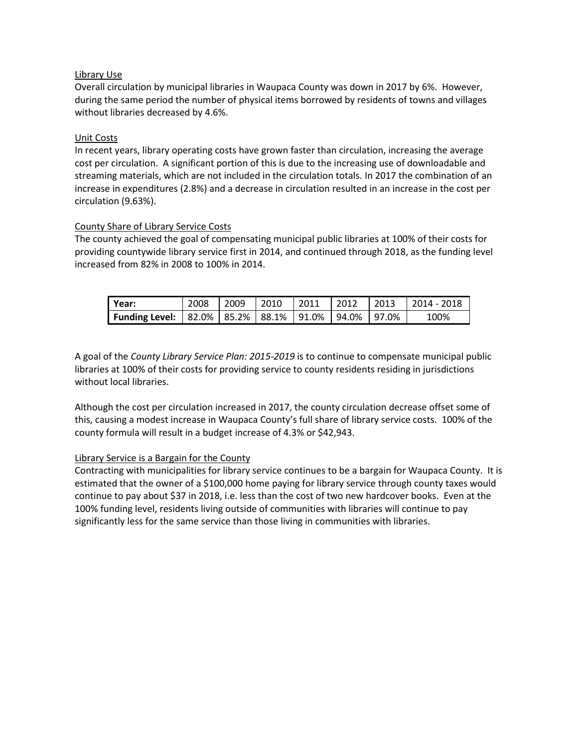Library Use

Overall circulation by municipal libraries in Waupaca County was down in 2017 by 6%. However, during the same period the number of physical items borrowed by residents of towns and villages without libraries decreased by 4.6%.

Unit Costs

In recent years, library operating costs have grown faster than circulation, increasing the average cost per circulation. A significant portion of this is due to the increasing use of downloadable and streaming materials, which are not included in the circulation totals. In 2017 the combination of an increase in expenditures (2.8%) and a decrease in circulation resulted in an increase in the cost per circulation (9.63%).

County Share of Library Service Costs

The county achieved the goal of compensating municipal public libraries at 100% of their costs for providing countywide library service first in 2014, and continued through 2018, as the funding level increased from 82% in 2008 to 100% in 2014.

| **Year:** | 2008 | 2009 | 2010 | 2011 | 2012 | 2013 | 2014 - 2018 |
|---|---|---|---|---|---|---|---|
| **Funding Level:** | 82.0% | 85.2% | 88.1% | 91.0% | 94.0% | 97.0% | 100% |

A goal of the *County Library Service Plan: 2015-2019* is to continue to compensate municipal public libraries at 100% of their costs for providing service to county residents residing in jurisdictions without local libraries.

Although the cost per circulation increased in 2017, the county circulation decrease offset some of this, causing a modest increase in Waupaca County's full share of library service costs. 100% of the county formula will result in a budget increase of 4.3% or $42,943.

Library Service is a Bargain for the County

Contracting with municipalities for library service continues to be a bargain for Waupaca County. It is estimated that the owner of a $100,000 home paying for library service through county taxes would continue to pay about $37 in 2018, i.e. less than the cost of two new hardcover books. Even at the 100% funding level, residents living outside of communities with libraries will continue to pay significantly less for the same service than those living in communities with libraries.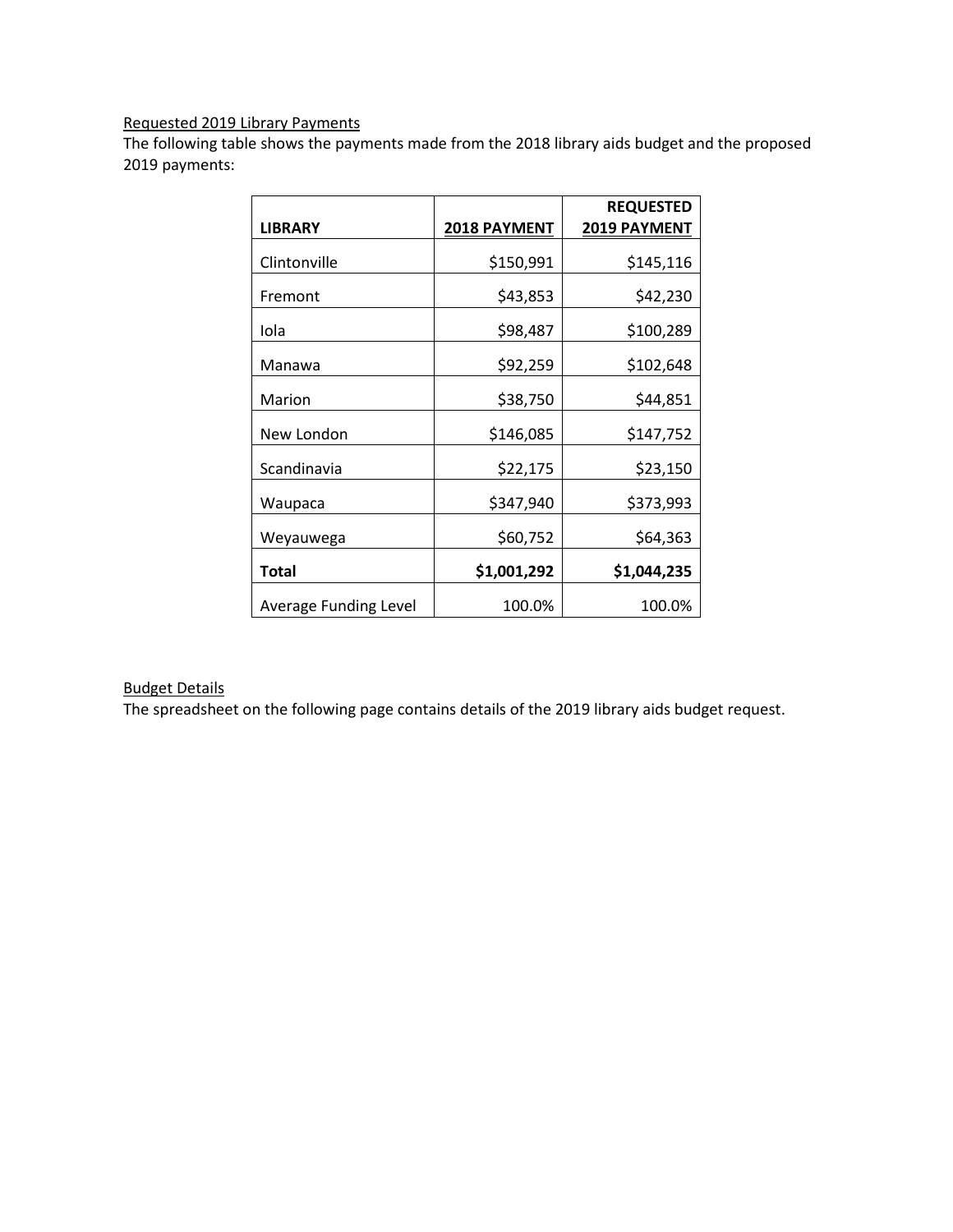<u>Requested 2019 Library Payments</u>

The following table shows the payments made from the 2018 library aids budget and the proposed 2019 payments:

| **LIBRARY** | **2018 PAYMENT** | **REQUESTED 2019 PAYMENT** |
|---|---:|---:|
| Clintonville | $150,991 | $145,116 |
| Fremont | $43,853 | $42,230 |
| Iola | $98,487 | $100,289 |
| Manawa | $92,259 | $102,648 |
| Marion | $38,750 | $44,851 |
| New London | $146,085 | $147,752 |
| Scandinavia | $22,175 | $23,150 |
| Waupaca | $347,940 | $373,993 |
| Weyauwega | $60,752 | $64,363 |
| **Total** | **$1,001,292** | **$1,044,235** |
| Average Funding Level | 100.0% | 100.0% |

<u>Budget Details</u>

The spreadsheet on the following page contains details of the 2019 library aids budget request.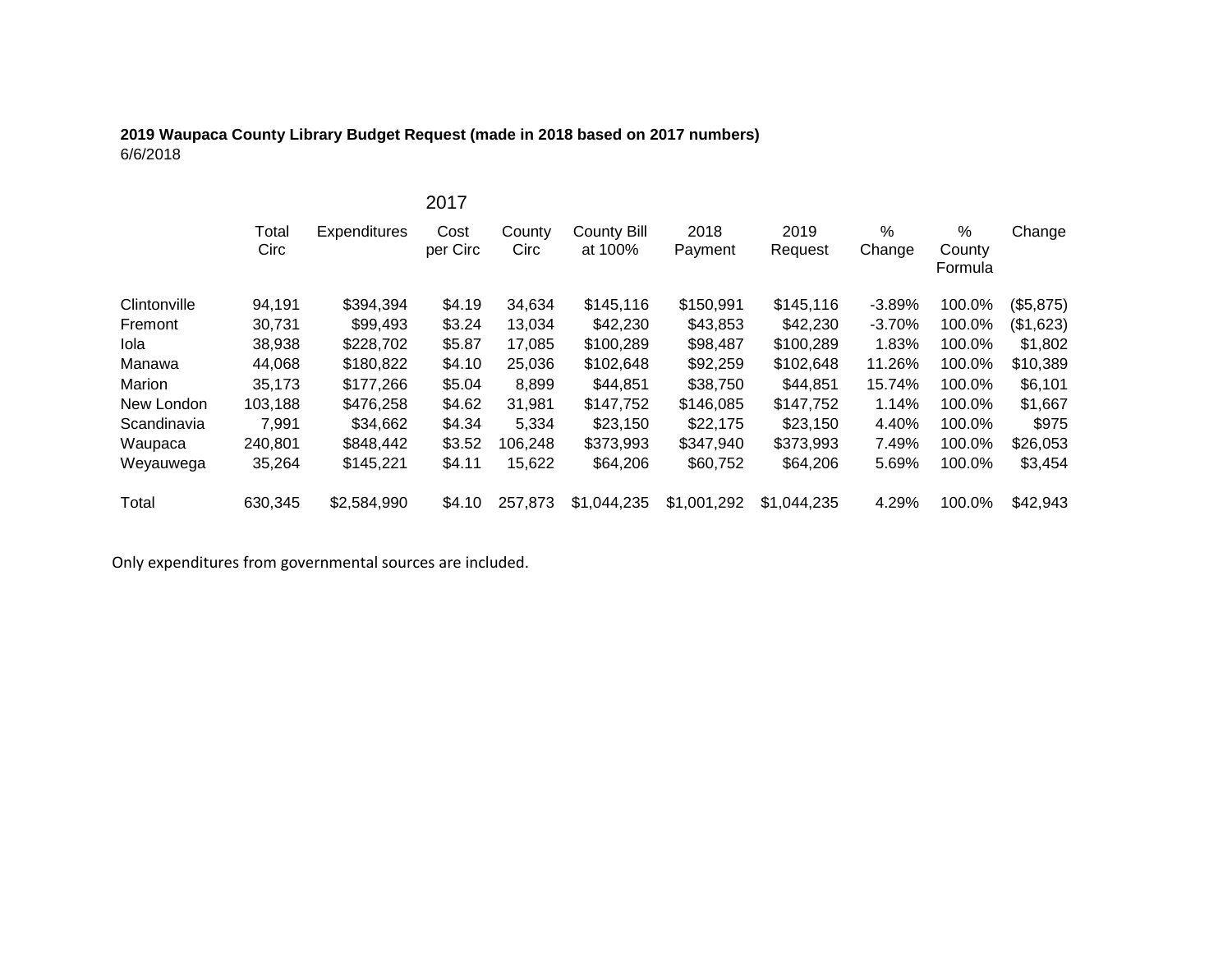**2019 Waupaca County Library Budget Request (made in 2018 based on 2017 numbers)**
6/6/2018

| | 2017 | | | | | | | | | |
|---|---|---|---|---|---|---|---|---|---|---|
| | Total Circ | Expenditures | Cost per Circ | County Circ | County Bill at 100% | 2018 Payment | 2019 Request | % Change | % County Formula | Change |
| Clintonville | 94,191 | $394,394 | $4.19 | 34,634 | $145,116 | $150,991 | $145,116 | -3.89% | 100.0% | ($5,875) |
| Fremont | 30,731 | $99,493 | $3.24 | 13,034 | $42,230 | $43,853 | $42,230 | -3.70% | 100.0% | ($1,623) |
| Iola | 38,938 | $228,702 | $5.87 | 17,085 | $100,289 | $98,487 | $100,289 | 1.83% | 100.0% | $1,802 |
| Manawa | 44,068 | $180,822 | $4.10 | 25,036 | $102,648 | $92,259 | $102,648 | 11.26% | 100.0% | $10,389 |
| Marion | 35,173 | $177,266 | $5.04 | 8,899 | $44,851 | $38,750 | $44,851 | 15.74% | 100.0% | $6,101 |
| New London | 103,188 | $476,258 | $4.62 | 31,981 | $147,752 | $146,085 | $147,752 | 1.14% | 100.0% | $1,667 |
| Scandinavia | 7,991 | $34,662 | $4.34 | 5,334 | $23,150 | $22,175 | $23,150 | 4.40% | 100.0% | $975 |
| Waupaca | 240,801 | $848,442 | $3.52 | 106,248 | $373,993 | $347,940 | $373,993 | 7.49% | 100.0% | $26,053 |
| Weyauwega | 35,264 | $145,221 | $4.11 | 15,622 | $64,206 | $60,752 | $64,206 | 5.69% | 100.0% | $3,454 |
| Total | 630,345 | $2,584,990 | $4.10 | 257,873 | $1,044,235 | $1,001,292 | $1,044,235 | 4.29% | 100.0% | $42,943 |

Only expenditures from governmental sources are included.